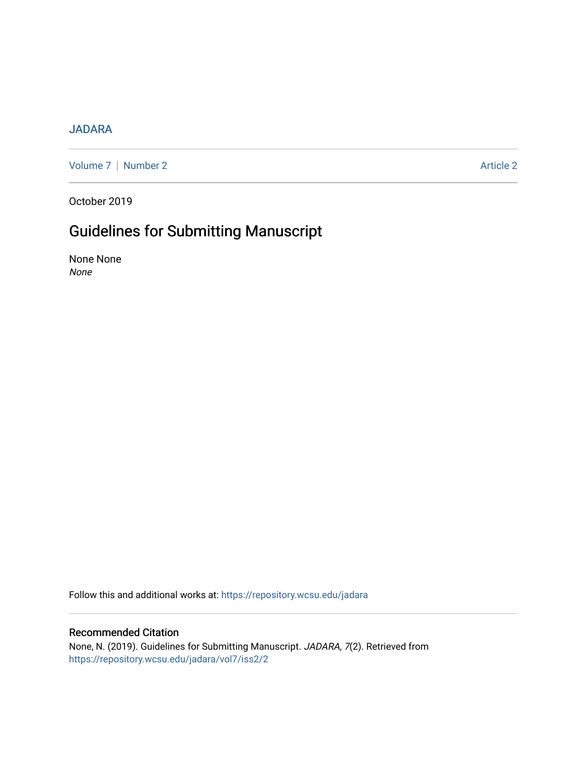JADARA

Volume 7 | Number 2 Article 2

October 2019

# Guidelines for Submitting Manuscript

None None
*None*

Follow this and additional works at: https://repository.wcsu.edu/jadara

## Recommended Citation

None, N. (2019). Guidelines for Submitting Manuscript. *JADARA, 7*(2). Retrieved from https://repository.wcsu.edu/jadara/vol7/iss2/2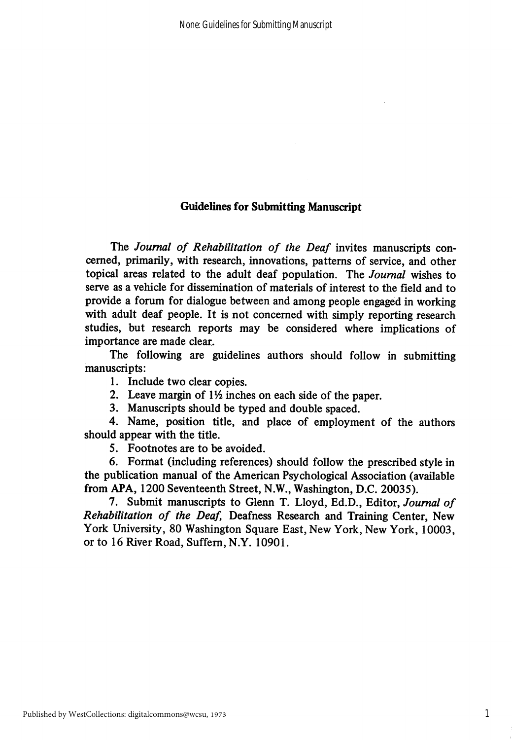## Guidelines for Submitting Manuscript

The *Journal of Rehabilitation of the Deaf* invites manuscripts concerned, primarily, with research, innovations, patterns of service, and other topical areas related to the adult deaf population. The *Journal* wishes to serve as a vehicle for dissemination of materials of interest to the field and to provide a forum for dialogue between and among people engaged in working with adult deaf people. It is not concerned with simply reporting research studies, but research reports may be considered where implications of importance are made clear.

The following are guidelines authors should follow in submitting manuscripts:

1. Include two clear copies.
2. Leave margin of 1½ inches on each side of the paper.
3. Manuscripts should be typed and double spaced.
4. Name, position title, and place of employment of the authors should appear with the title.
5. Footnotes are to be avoided.
6. Format (including references) should follow the prescribed style in the publication manual of the American Psychological Association (available from APA, 1200 Seventeenth Street, N.W., Washington, D.C. 20035).
7. Submit manuscripts to Glenn T. Lloyd, Ed.D., Editor, *Journal of Rehabilitation of the Deaf*, Deafness Research and Training Center, New York University, 80 Washington Square East, New York, New York, 10003, or to 16 River Road, Suffern, N.Y. 10901.